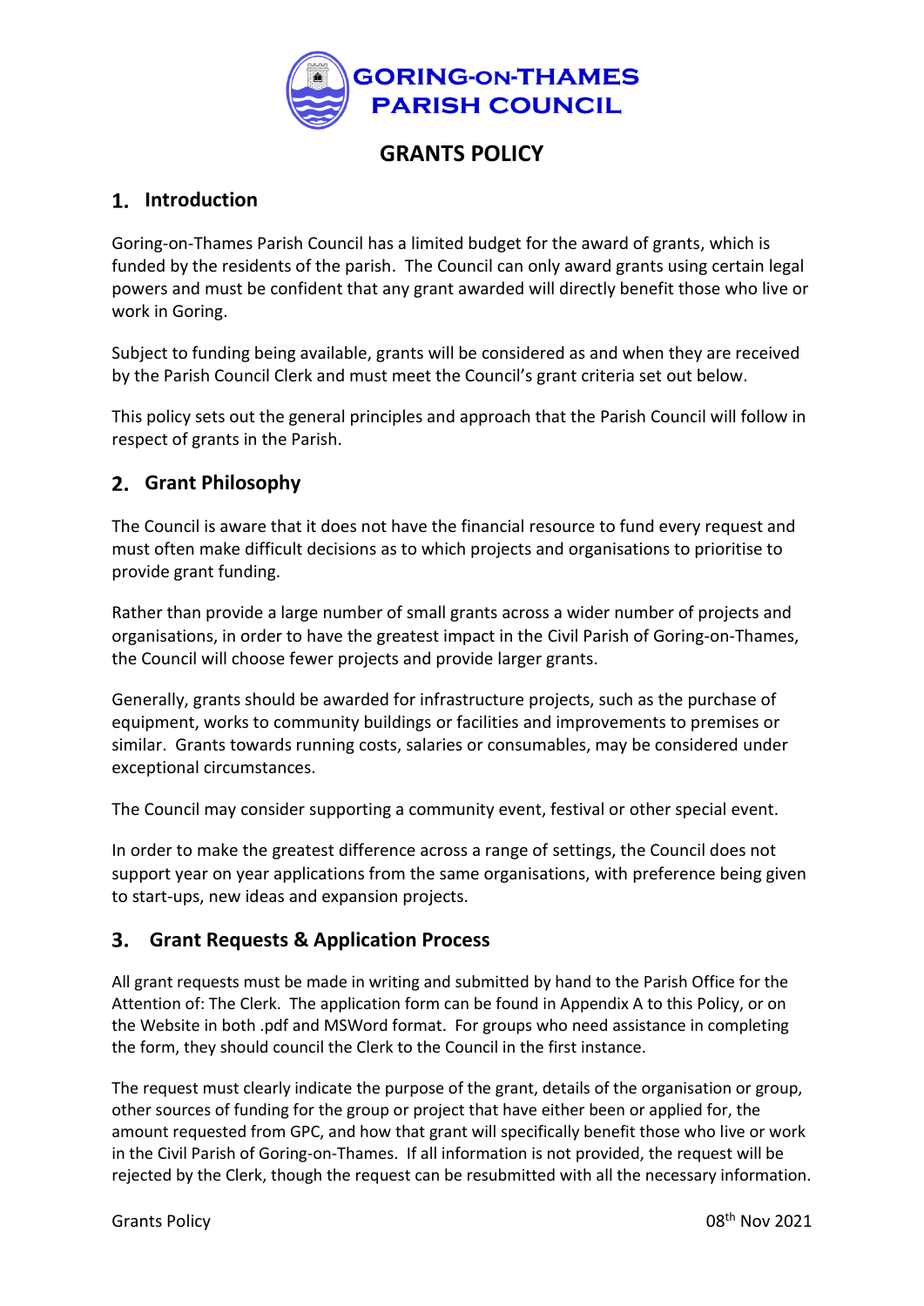# GORING-ON-THAMES PARISH COUNCIL

# GRANTS POLICY

## 1. Introduction

Goring-on-Thames Parish Council has a limited budget for the award of grants, which is funded by the residents of the parish. The Council can only award grants using certain legal powers and must be confident that any grant awarded will directly benefit those who live or work in Goring.

Subject to funding being available, grants will be considered as and when they are received by the Parish Council Clerk and must meet the Council's grant criteria set out below.

This policy sets out the general principles and approach that the Parish Council will follow in respect of grants in the Parish.

## 2. Grant Philosophy

The Council is aware that it does not have the financial resource to fund every request and must often make difficult decisions as to which projects and organisations to prioritise to provide grant funding.

Rather than provide a large number of small grants across a wider number of projects and organisations, in order to have the greatest impact in the Civil Parish of Goring-on-Thames, the Council will choose fewer projects and provide larger grants.

Generally, grants should be awarded for infrastructure projects, such as the purchase of equipment, works to community buildings or facilities and improvements to premises or similar. Grants towards running costs, salaries or consumables, may be considered under exceptional circumstances.

The Council may consider supporting a community event, festival or other special event.

In order to make the greatest difference across a range of settings, the Council does not support year on year applications from the same organisations, with preference being given to start-ups, new ideas and expansion projects.

## 3. Grant Requests & Application Process

All grant requests must be made in writing and submitted by hand to the Parish Office for the Attention of: The Clerk. The application form can be found in Appendix A to this Policy, or on the Website in both .pdf and MSWord format. For groups who need assistance in completing the form, they should council the Clerk to the Council in the first instance.

The request must clearly indicate the purpose of the grant, details of the organisation or group, other sources of funding for the group or project that have either been or applied for, the amount requested from GPC, and how that grant will specifically benefit those who live or work in the Civil Parish of Goring-on-Thames. If all information is not provided, the request will be rejected by the Clerk, though the request can be resubmitted with all the necessary information.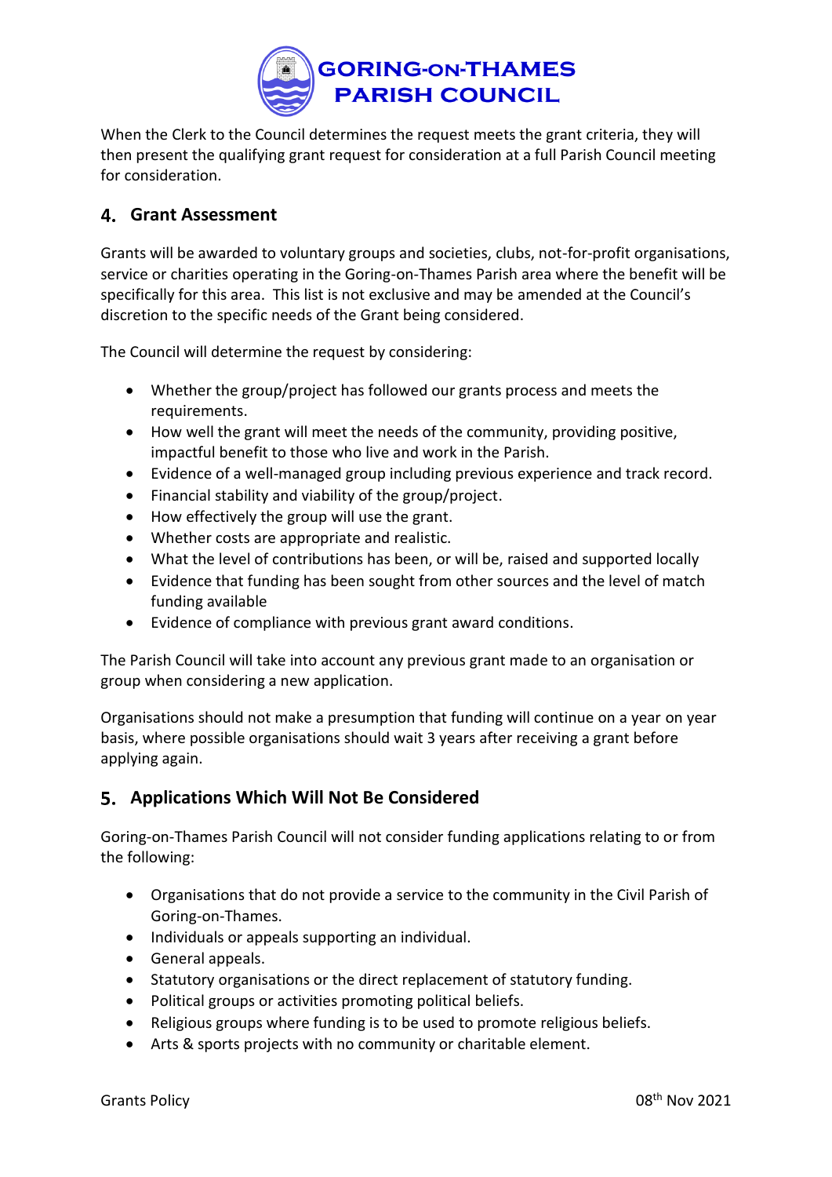When the Clerk to the Council determines the request meets the grant criteria, they will then present the qualifying grant request for consideration at a full Parish Council meeting for consideration.

## 4. Grant Assessment

Grants will be awarded to voluntary groups and societies, clubs, not-for-profit organisations, service or charities operating in the Goring-on-Thames Parish area where the benefit will be specifically for this area. This list is not exclusive and may be amended at the Council's discretion to the specific needs of the Grant being considered.

The Council will determine the request by considering:

- Whether the group/project has followed our grants process and meets the requirements.
- How well the grant will meet the needs of the community, providing positive, impactful benefit to those who live and work in the Parish.
- Evidence of a well-managed group including previous experience and track record.
- Financial stability and viability of the group/project.
- How effectively the group will use the grant.
- Whether costs are appropriate and realistic.
- What the level of contributions has been, or will be, raised and supported locally
- Evidence that funding has been sought from other sources and the level of match funding available
- Evidence of compliance with previous grant award conditions.

The Parish Council will take into account any previous grant made to an organisation or group when considering a new application.

Organisations should not make a presumption that funding will continue on a year on year basis, where possible organisations should wait 3 years after receiving a grant before applying again.

## 5. Applications Which Will Not Be Considered

Goring-on-Thames Parish Council will not consider funding applications relating to or from the following:

- Organisations that do not provide a service to the community in the Civil Parish of Goring-on-Thames.
- Individuals or appeals supporting an individual.
- General appeals.
- Statutory organisations or the direct replacement of statutory funding.
- Political groups or activities promoting political beliefs.
- Religious groups where funding is to be used to promote religious beliefs.
- Arts & sports projects with no community or charitable element.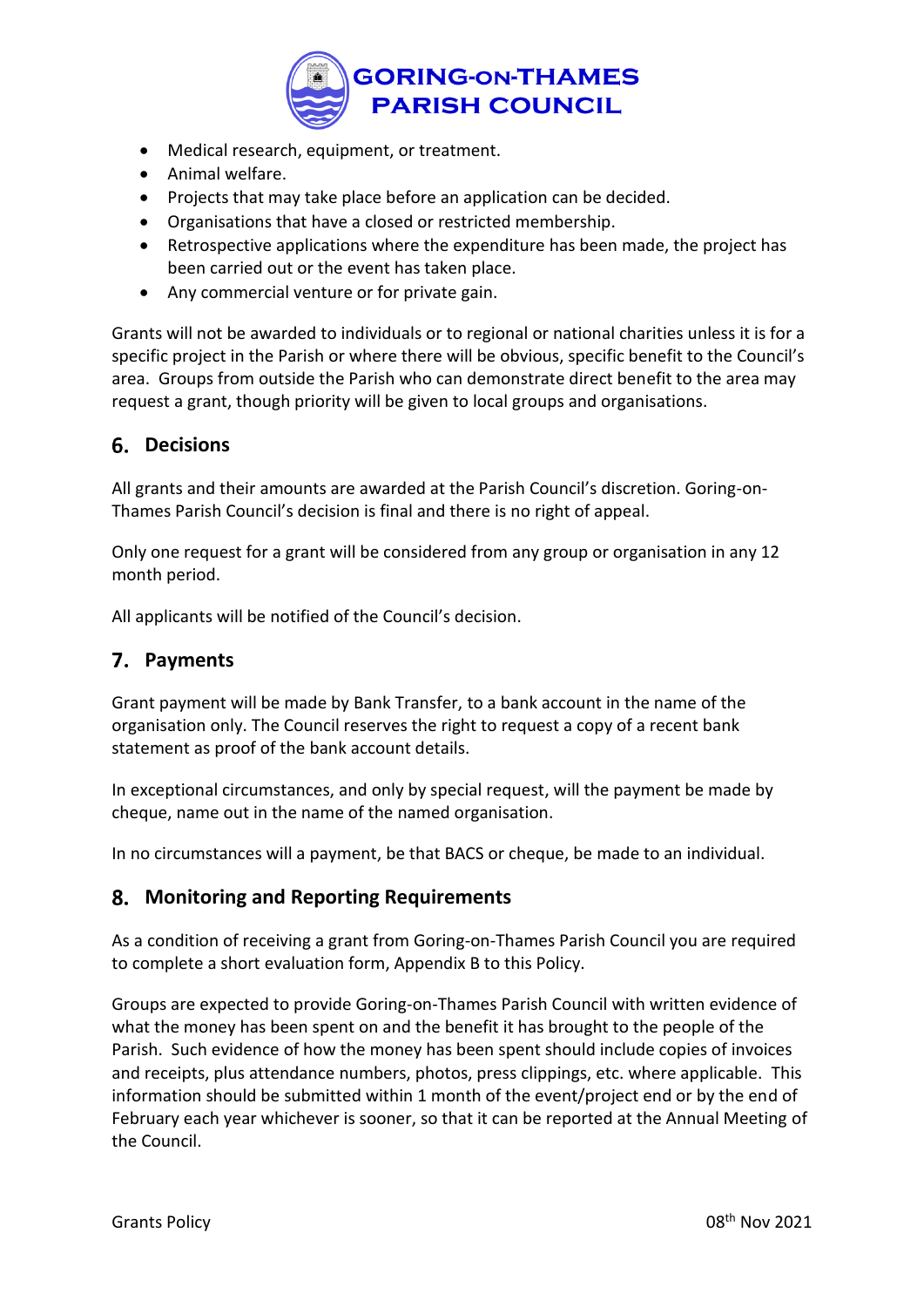- Medical research, equipment, or treatment.
- Animal welfare.
- Projects that may take place before an application can be decided.
- Organisations that have a closed or restricted membership.
- Retrospective applications where the expenditure has been made, the project has been carried out or the event has taken place.
- Any commercial venture or for private gain.

Grants will not be awarded to individuals or to regional or national charities unless it is for a specific project in the Parish or where there will be obvious, specific benefit to the Council's area. Groups from outside the Parish who can demonstrate direct benefit to the area may request a grant, though priority will be given to local groups and organisations.

## 6. Decisions

All grants and their amounts are awarded at the Parish Council's discretion. Goring-on-Thames Parish Council's decision is final and there is no right of appeal.

Only one request for a grant will be considered from any group or organisation in any 12 month period.

All applicants will be notified of the Council's decision.

## 7. Payments

Grant payment will be made by Bank Transfer, to a bank account in the name of the organisation only. The Council reserves the right to request a copy of a recent bank statement as proof of the bank account details.

In exceptional circumstances, and only by special request, will the payment be made by cheque, name out in the name of the named organisation.

In no circumstances will a payment, be that BACS or cheque, be made to an individual.

## 8. Monitoring and Reporting Requirements

As a condition of receiving a grant from Goring-on-Thames Parish Council you are required to complete a short evaluation form, Appendix B to this Policy.

Groups are expected to provide Goring-on-Thames Parish Council with written evidence of what the money has been spent on and the benefit it has brought to the people of the Parish. Such evidence of how the money has been spent should include copies of invoices and receipts, plus attendance numbers, photos, press clippings, etc. where applicable. This information should be submitted within 1 month of the event/project end or by the end of February each year whichever is sooner, so that it can be reported at the Annual Meeting of the Council.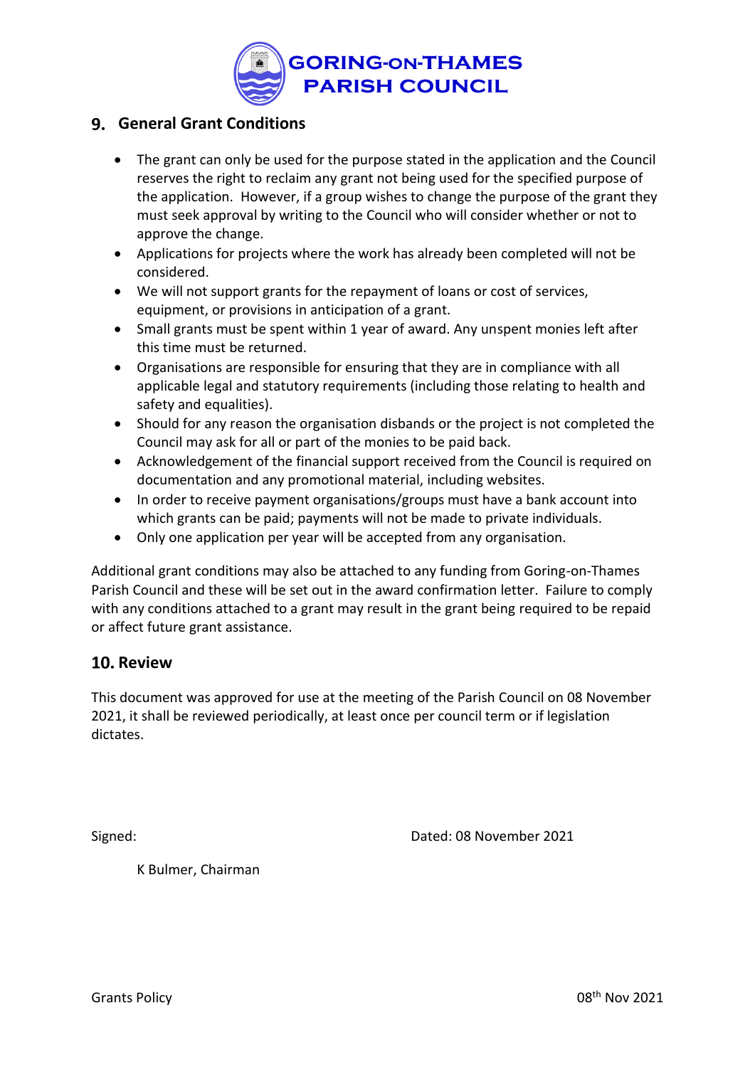## 9. General Grant Conditions

- The grant can only be used for the purpose stated in the application and the Council reserves the right to reclaim any grant not being used for the specified purpose of the application. However, if a group wishes to change the purpose of the grant they must seek approval by writing to the Council who will consider whether or not to approve the change.
- Applications for projects where the work has already been completed will not be considered.
- We will not support grants for the repayment of loans or cost of services, equipment, or provisions in anticipation of a grant.
- Small grants must be spent within 1 year of award. Any unspent monies left after this time must be returned.
- Organisations are responsible for ensuring that they are in compliance with all applicable legal and statutory requirements (including those relating to health and safety and equalities).
- Should for any reason the organisation disbands or the project is not completed the Council may ask for all or part of the monies to be paid back.
- Acknowledgement of the financial support received from the Council is required on documentation and any promotional material, including websites.
- In order to receive payment organisations/groups must have a bank account into which grants can be paid; payments will not be made to private individuals.
- Only one application per year will be accepted from any organisation.

Additional grant conditions may also be attached to any funding from Goring-on-Thames Parish Council and these will be set out in the award confirmation letter. Failure to comply with any conditions attached to a grant may result in the grant being required to be repaid or affect future grant assistance.

## 10. Review

This document was approved for use at the meeting of the Parish Council on 08 November 2021, it shall be reviewed periodically, at least once per council term or if legislation dictates.

Signed: Dated: 08 November 2021

K Bulmer, Chairman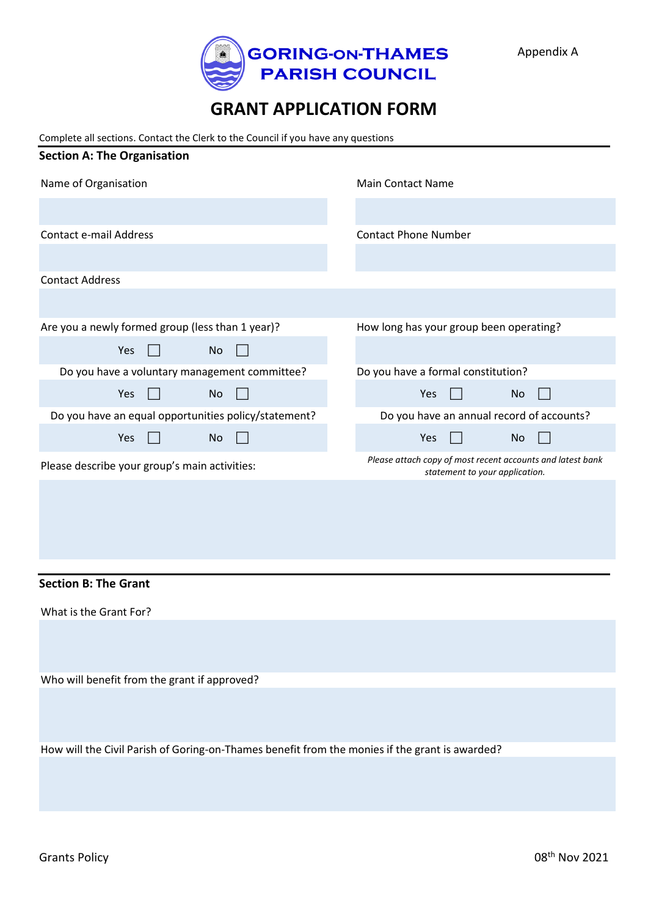Appendix A

GORING-ON-THAMES PARISH COUNCIL

# GRANT APPLICATION FORM

Complete all sections. Contact the Clerk to the Council if you have any questions

## Section A: The Organisation

| Name of Organisation | Main Contact Name |
|---|---|
| | |
| **Contact e-mail Address** | **Contact Phone Number** |
| | |

Contact Address

| Are you a newly formed group (less than 1 year)? | How long has your group been operating? |
|---|---|
| Yes ☐ No ☐ | |
| Do you have a voluntary management committee? | Do you have a formal constitution? |
| Yes ☐ No ☐ | Yes ☐ No ☐ |
| Do you have an equal opportunities policy/statement? | Do you have an annual record of accounts? |
| Yes ☐ No ☐ | Yes ☐ No ☐ |

Please describe your group's main activities:

*Please attach copy of most recent accounts and latest bank statement to your application.*

## Section B: The Grant

What is the Grant For?

Who will benefit from the grant if approved?

How will the Civil Parish of Goring-on-Thames benefit from the monies if the grant is awarded?

Grants Policy

08th Nov 2021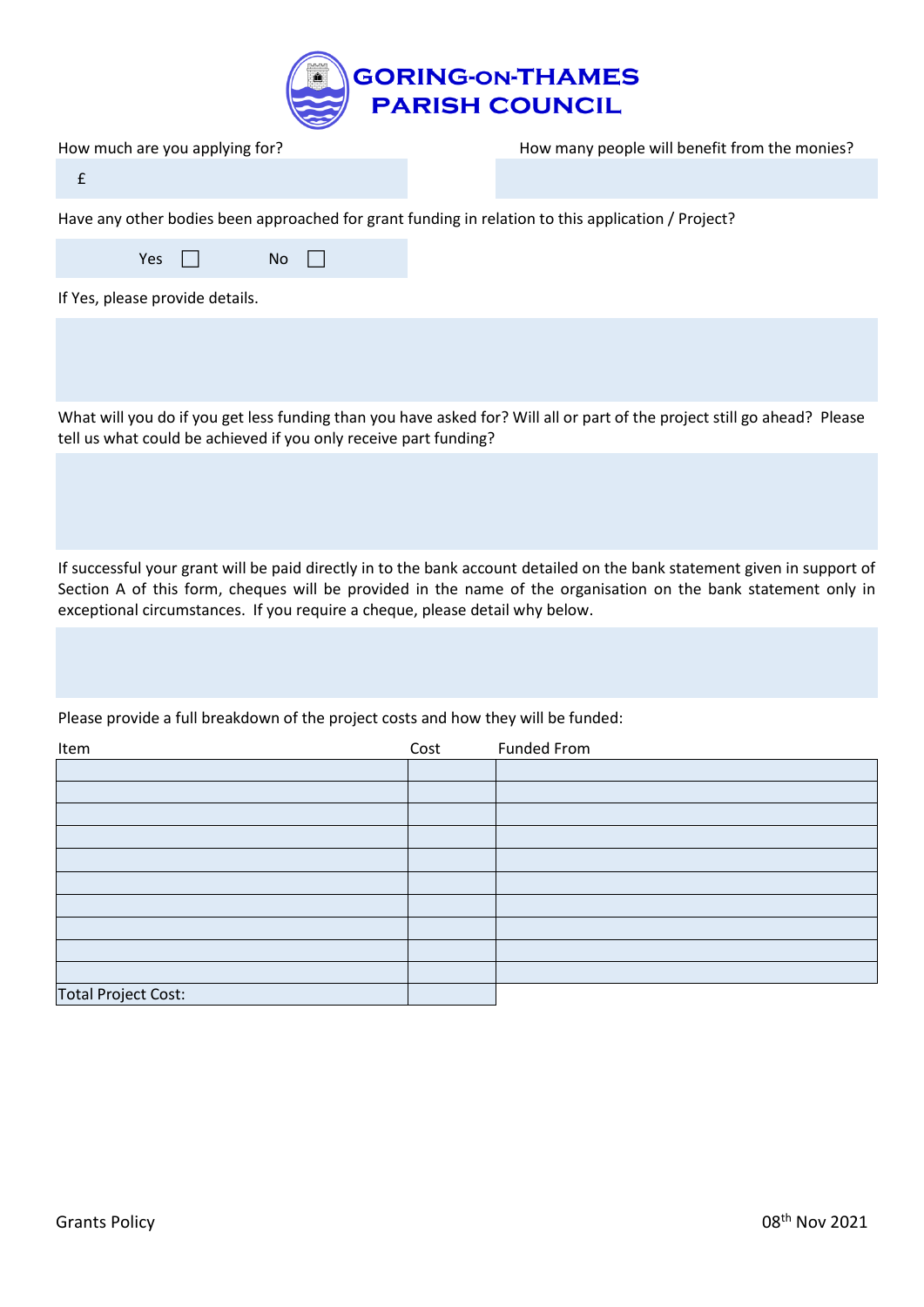# GORING-ON-THAMES PARISH COUNCIL

How much are you applying for?

£

How many people will benefit from the monies?

Have any other bodies been approached for grant funding in relation to this application / Project?

Yes ☐ No ☐

If Yes, please provide details.

What will you do if you get less funding than you have asked for? Will all or part of the project still go ahead? Please tell us what could be achieved if you only receive part funding?

If successful your grant will be paid directly in to the bank account detailed on the bank statement given in support of Section A of this form, cheques will be provided in the name of the organisation on the bank statement only in exceptional circumstances. If you require a cheque, please detail why below.

Please provide a full breakdown of the project costs and how they will be funded:

| Item | Cost | Funded From |
|---|---|---|
| | | |
| | | |
| | | |
| | | |
| | | |
| | | |
| | | |
| | | |
| | | |
| | | |
| Total Project Cost: | | |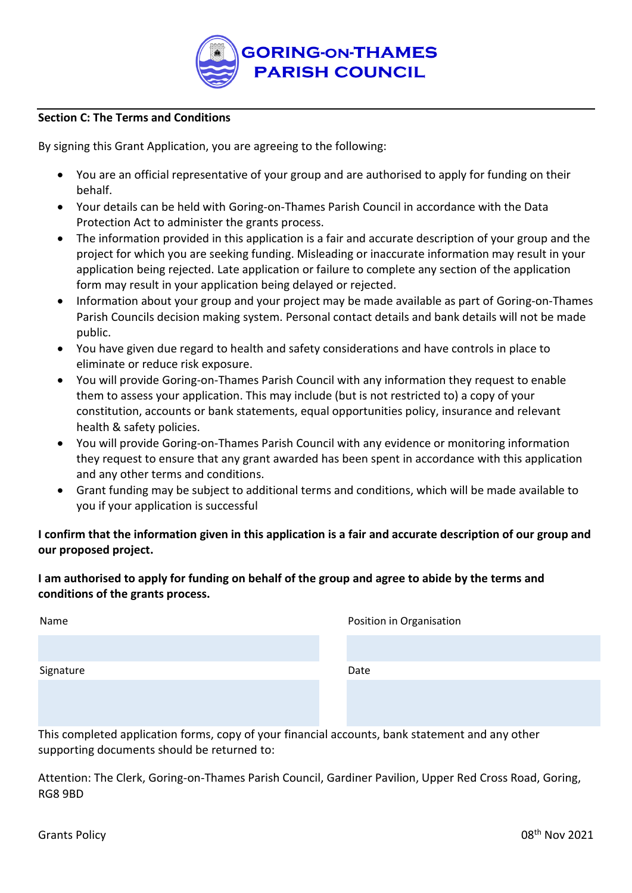## Section C: The Terms and Conditions

By signing this Grant Application, you are agreeing to the following:

- You are an official representative of your group and are authorised to apply for funding on their behalf.
- Your details can be held with Goring-on-Thames Parish Council in accordance with the Data Protection Act to administer the grants process.
- The information provided in this application is a fair and accurate description of your group and the project for which you are seeking funding. Misleading or inaccurate information may result in your application being rejected. Late application or failure to complete any section of the application form may result in your application being delayed or rejected.
- Information about your group and your project may be made available as part of Goring-on-Thames Parish Councils decision making system. Personal contact details and bank details will not be made public.
- You have given due regard to health and safety considerations and have controls in place to eliminate or reduce risk exposure.
- You will provide Goring-on-Thames Parish Council with any information they request to enable them to assess your application. This may include (but is not restricted to) a copy of your constitution, accounts or bank statements, equal opportunities policy, insurance and relevant health & safety policies.
- You will provide Goring-on-Thames Parish Council with any evidence or monitoring information they request to ensure that any grant awarded has been spent in accordance with this application and any other terms and conditions.
- Grant funding may be subject to additional terms and conditions, which will be made available to you if your application is successful

**I confirm that the information given in this application is a fair and accurate description of our group and our proposed project.**

**I am authorised to apply for funding on behalf of the group and agree to abide by the terms and conditions of the grants process.**

| Name | Position in Organisation |
| --- | --- |
| | |
| **Signature** | **Date** |
| | |

This completed application forms, copy of your financial accounts, bank statement and any other supporting documents should be returned to:

Attention: The Clerk, Goring-on-Thames Parish Council, Gardiner Pavilion, Upper Red Cross Road, Goring, RG8 9BD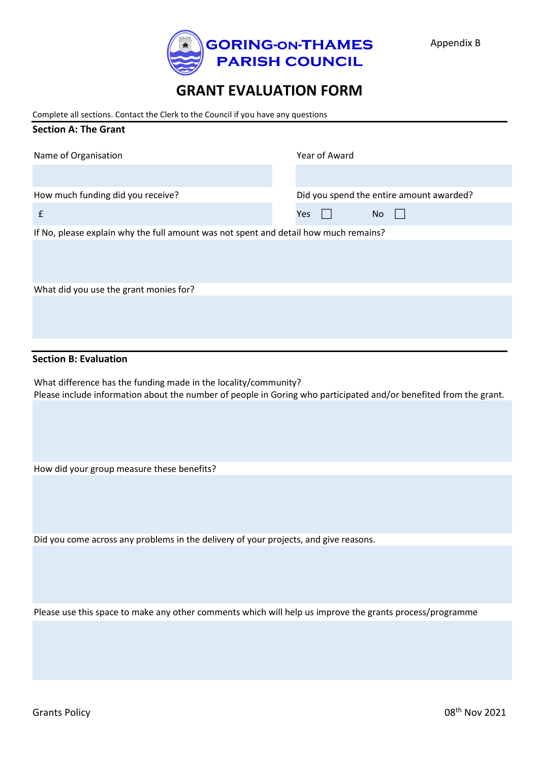Appendix B

GORING-ON-THAMES PARISH COUNCIL

# GRANT EVALUATION FORM

Complete all sections. Contact the Clerk to the Council if you have any questions

## Section A: The Grant

| Name of Organisation | Year of Award |
| --- | --- |
| | |
| How much funding did you receive? | Did you spend the entire amount awarded? |
| £ | Yes ☐ No ☐ |

If No, please explain why the full amount was not spent and detail how much remains?

What did you use the grant monies for?

## Section B: Evaluation

What difference has the funding made in the locality/community?
Please include information about the number of people in Goring who participated and/or benefited from the grant.

How did your group measure these benefits?

Did you come across any problems in the delivery of your projects, and give reasons.

Please use this space to make any other comments which will help us improve the grants process/programme

Grants Policy 08th Nov 2021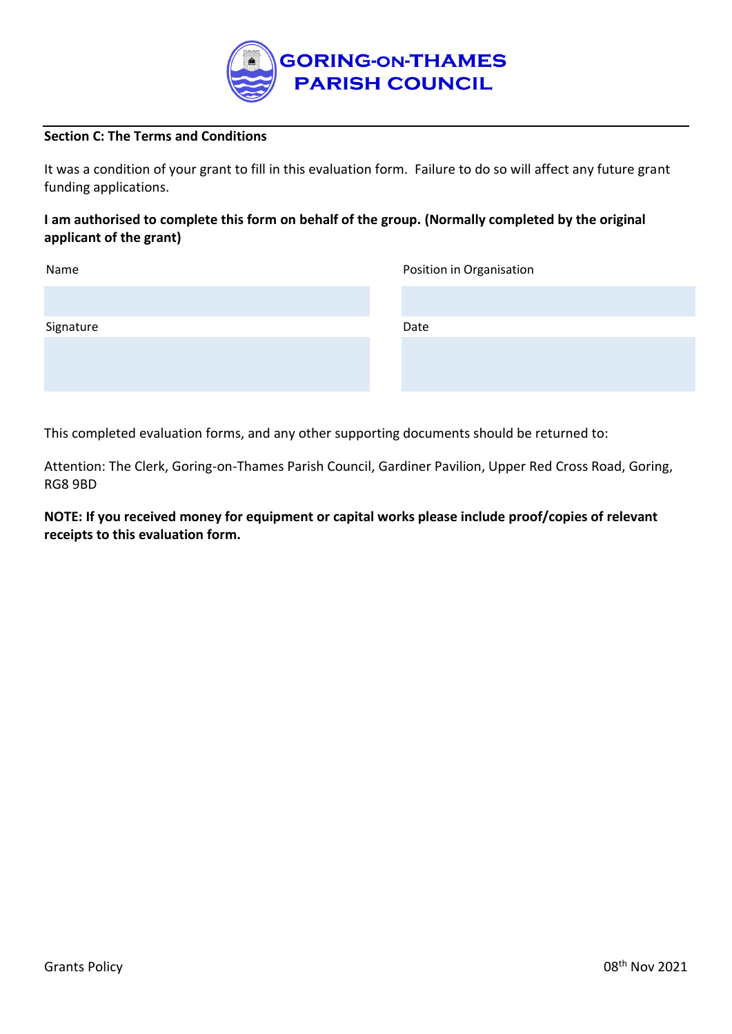GORING-ON-THAMES PARISH COUNCIL

**Section C: The Terms and Conditions**

It was a condition of your grant to fill in this evaluation form. Failure to do so will affect any future grant funding applications.

**I am authorised to complete this form on behalf of the group. (Normally completed by the original applicant of the grant)**

| Name | Position in Organisation |
| --- | --- |
| | |
| **Signature** | **Date** |
| | |

This completed evaluation forms, and any other supporting documents should be returned to:

Attention: The Clerk, Goring-on-Thames Parish Council, Gardiner Pavilion, Upper Red Cross Road, Goring, RG8 9BD

**NOTE: If you received money for equipment or capital works please include proof/copies of relevant receipts to this evaluation form.**